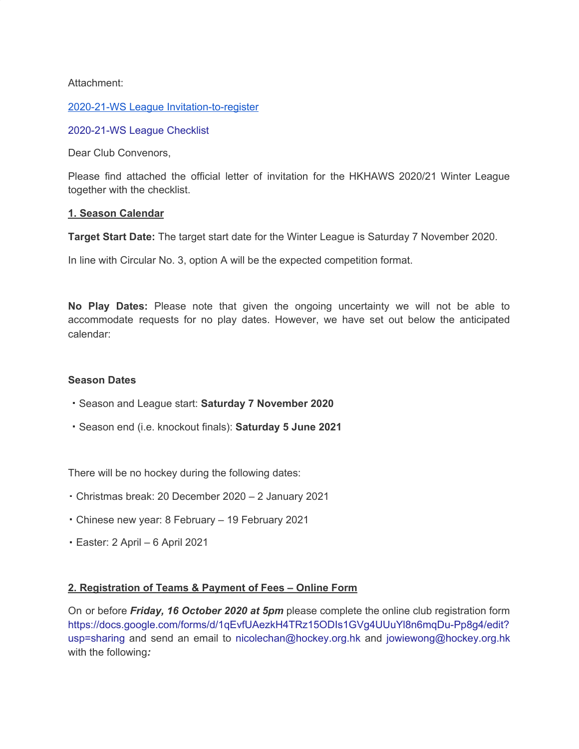Attachment:

[2020-21-WS League Invitation-to-register](#)

2020-21-WS League Checklist

Dear Club Convenors,

Please find attached the official letter of invitation for the HKHAWS 2020/21 Winter League together with the checklist.

**1. Season Calendar**

**Target Start Date:** The target start date for the Winter League is Saturday 7 November 2020.

In line with Circular No. 3, option A will be the expected competition format.

**No Play Dates:** Please note that given the ongoing uncertainty we will not be able to accommodate requests for no play dates. However, we have set out below the anticipated calendar:

**Season Dates**

- Season and League start: **Saturday 7 November 2020**
- Season end (i.e. knockout finals): **Saturday 5 June 2021**

There will be no hockey during the following dates:

- Christmas break: 20 December 2020 – 2 January 2021
- Chinese new year: 8 February – 19 February 2021
- Easter: 2 April – 6 April 2021

**2. Registration of Teams & Payment of Fees – Online Form**

On or before ***Friday, 16 October 2020 at 5pm*** please complete the online club registration form https://docs.google.com/forms/d/1qEvfUAezkH4TRz15ODIs1GVg4UUuYl8n6mqDu-Pp8g4/edit?usp=sharing and send an email to nicolechan@hockey.org.hk and jowiewong@hockey.org.hk with the following***:***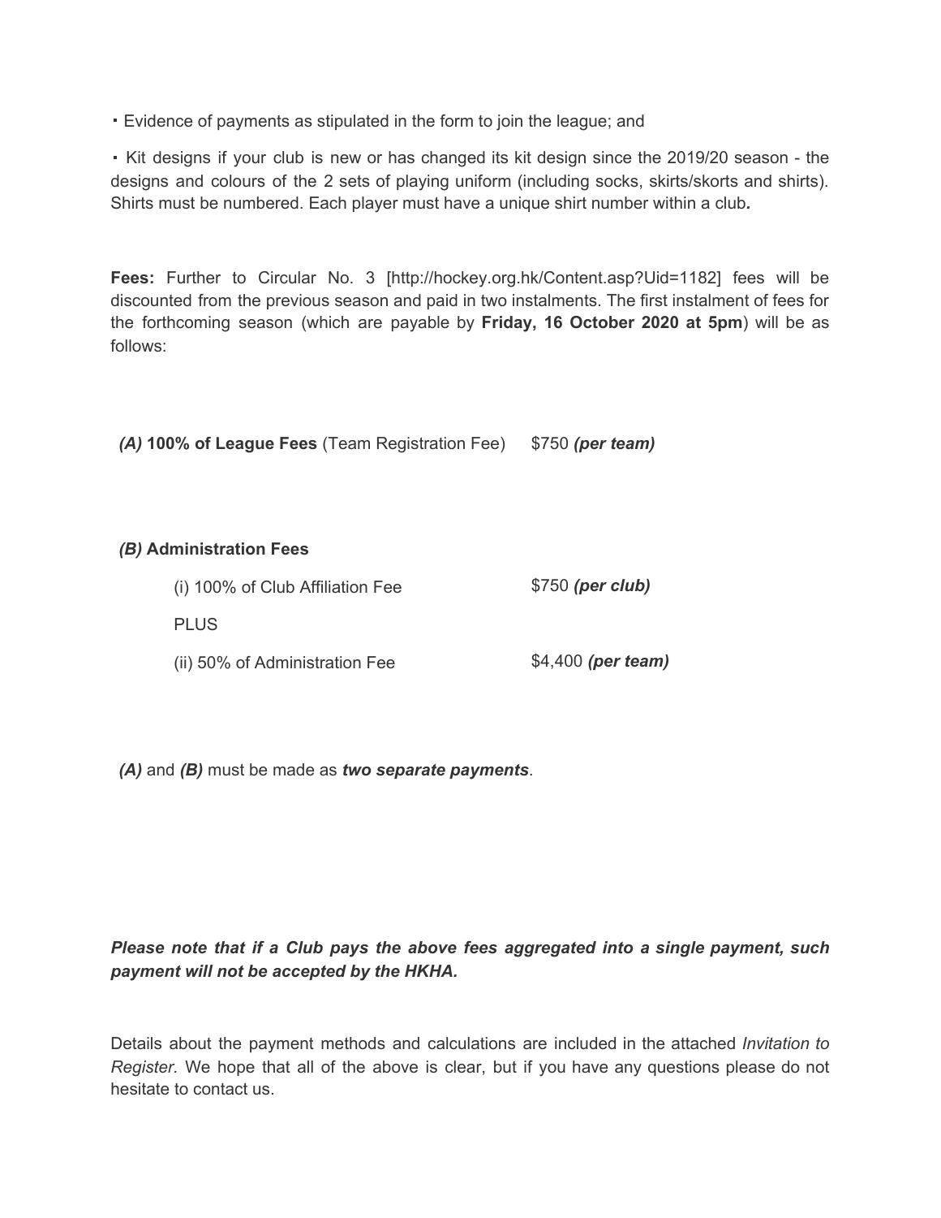- Evidence of payments as stipulated in the form to join the league; and
- Kit designs if your club is new or has changed its kit design since the 2019/20 season - the designs and colours of the 2 sets of playing uniform (including socks, skirts/skorts and shirts). Shirts must be numbered. Each player must have a unique shirt number within a club***.***

**Fees:** Further to Circular No. 3 [http://hockey.org.hk/Content.asp?Uid=1182] fees will be discounted from the previous season and paid in two instalments. The first instalment of fees for the forthcoming season (which are payable by **Friday, 16 October 2020 at 5pm**) will be as follows:

***(A)*** **100% of League Fees** (Team Registration Fee) $750 ***(per team)***

***(B)*** **Administration Fees**

(i) 100% of Club Affiliation Fee $750 ***(per club)***

PLUS

(ii) 50% of Administration Fee $4,400 ***(per team)***

***(A)*** and ***(B)*** must be made as ***two separate payments***.

***Please note that if a Club pays the above fees aggregated into a single payment, such payment will not be accepted by the HKHA.***

Details about the payment methods and calculations are included in the attached *Invitation to Register.* We hope that all of the above is clear, but if you have any questions please do not hesitate to contact us.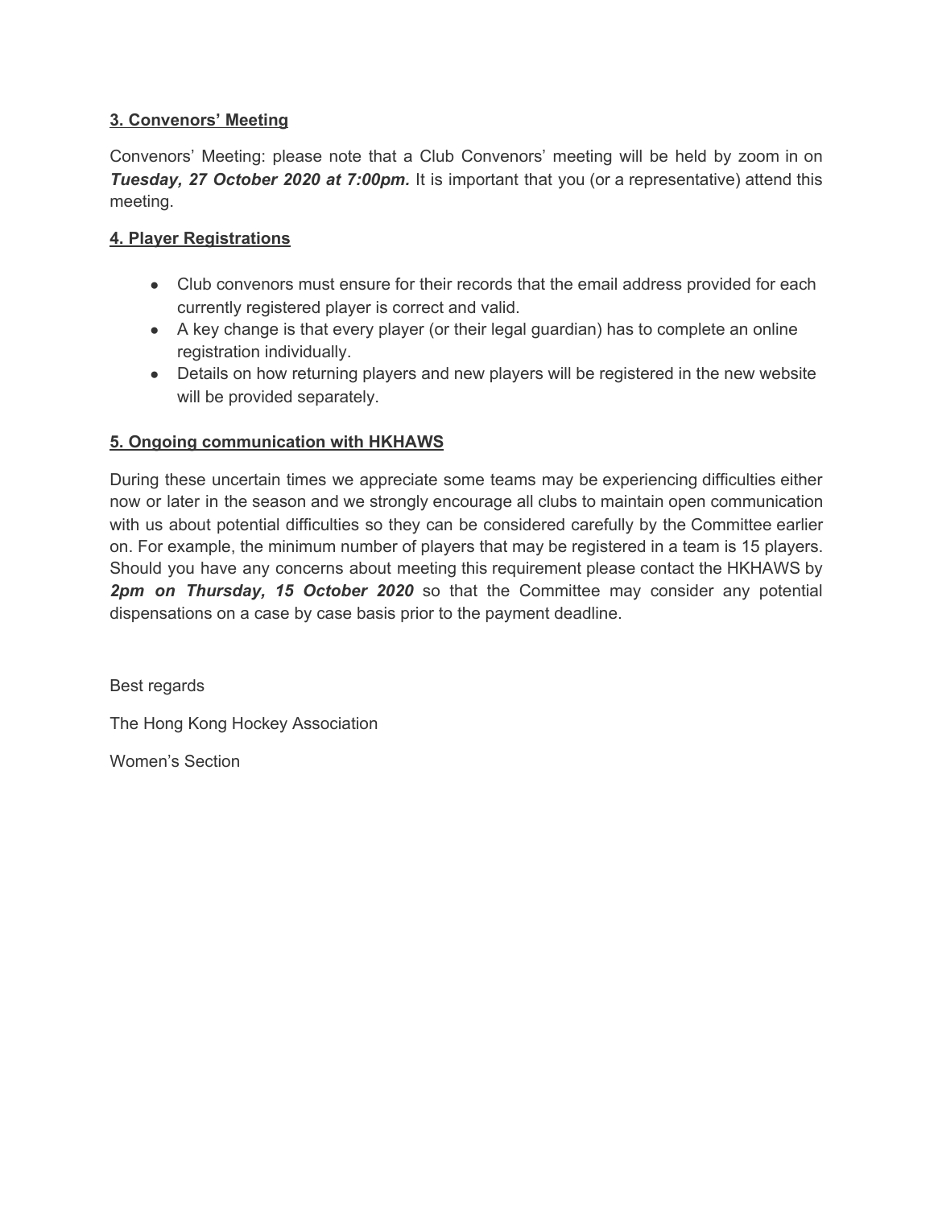**3. Convenors' Meeting**

Convenors' Meeting: please note that a Club Convenors' meeting will be held by zoom in on ***Tuesday, 27 October 2020 at 7:00pm.*** It is important that you (or a representative) attend this meeting.

**4. Player Registrations**

- Club convenors must ensure for their records that the email address provided for each currently registered player is correct and valid.
- A key change is that every player (or their legal guardian) has to complete an online registration individually.
- Details on how returning players and new players will be registered in the new website will be provided separately.

**5. Ongoing communication with HKHAWS**

During these uncertain times we appreciate some teams may be experiencing difficulties either now or later in the season and we strongly encourage all clubs to maintain open communication with us about potential difficulties so they can be considered carefully by the Committee earlier on. For example, the minimum number of players that may be registered in a team is 15 players. Should you have any concerns about meeting this requirement please contact the HKHAWS by ***2pm on Thursday, 15 October 2020*** so that the Committee may consider any potential dispensations on a case by case basis prior to the payment deadline.

Best regards

The Hong Kong Hockey Association

Women's Section